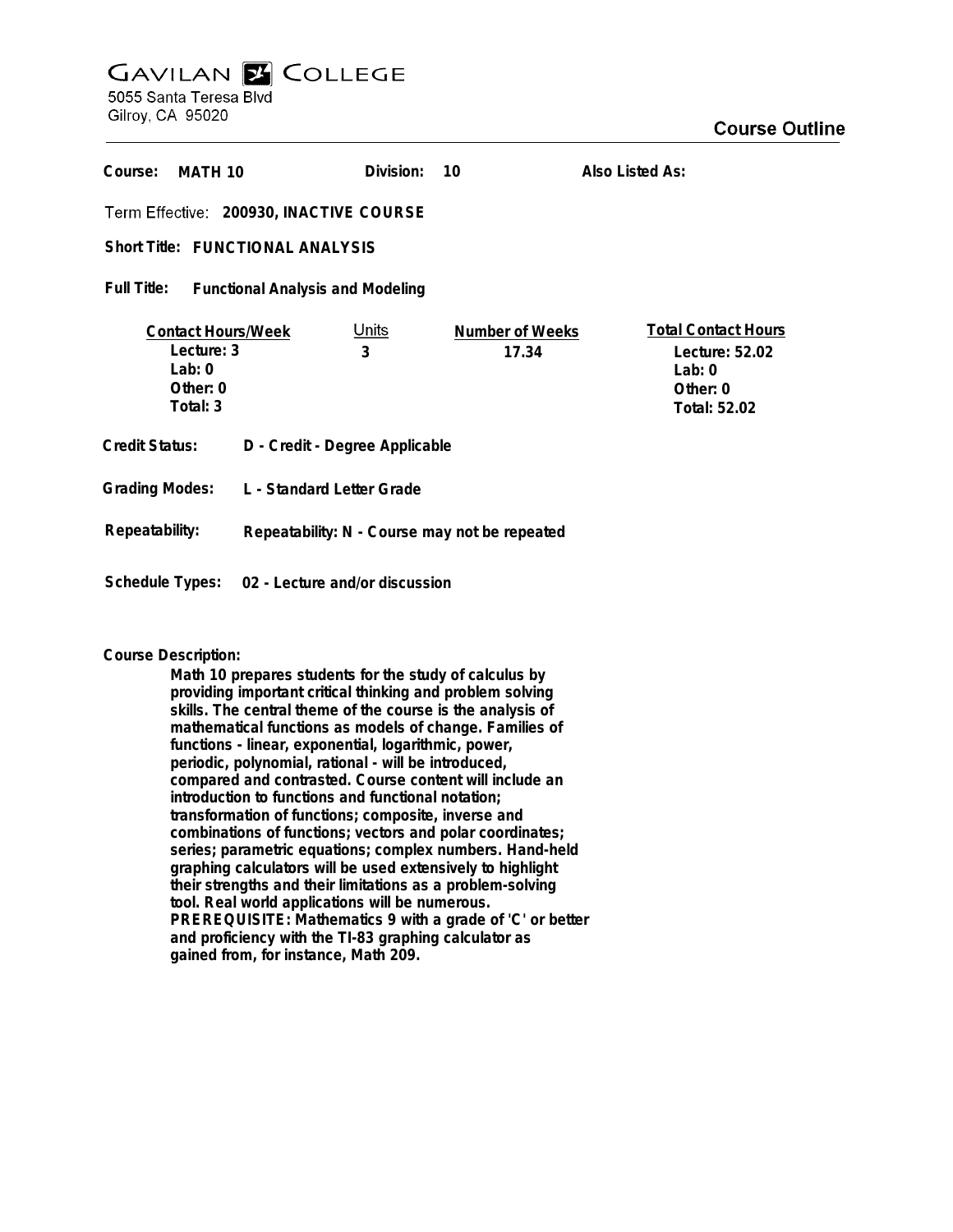# GAVILAN COLLEGE

5055 Santa Teresa Blvd
Gilroy, CA 95020

## Course Outline

**Course:** MATH 10 | **Division:** 10 | **Also Listed As:**

**Term Effective:** 200930, INACTIVE COURSE

**Short Title:** FUNCTIONAL ANALYSIS

**Full Title:** Functional Analysis and Modeling

| Contact Hours/Week | Units | Number of Weeks | Total Contact Hours |
|---|---|---|---|
| Lecture: 3 | 3 | 17.34 | Lecture: 52.02 |
| Lab: 0 | | | Lab: 0 |
| Other: 0 | | | Other: 0 |
| Total: 3 | | | Total: 52.02 |

**Credit Status:** D - Credit - Degree Applicable

**Grading Modes:** L - Standard Letter Grade

**Repeatability:** Repeatability: N - Course may not be repeated

**Schedule Types:** 02 - Lecture and/or discussion

**Course Description:**

Math 10 prepares students for the study of calculus by providing important critical thinking and problem solving skills. The central theme of the course is the analysis of mathematical functions as models of change. Families of functions - linear, exponential, logarithmic, power, periodic, polynomial, rational - will be introduced, compared and contrasted. Course content will include an introduction to functions and functional notation; transformation of functions; composite, inverse and combinations of functions; vectors and polar coordinates; series; parametric equations; complex numbers. Hand-held graphing calculators will be used extensively to highlight their strengths and their limitations as a problem-solving tool. Real world applications will be numerous. PREREQUISITE: Mathematics 9 with a grade of 'C' or better and proficiency with the TI-83 graphing calculator as gained from, for instance, Math 209.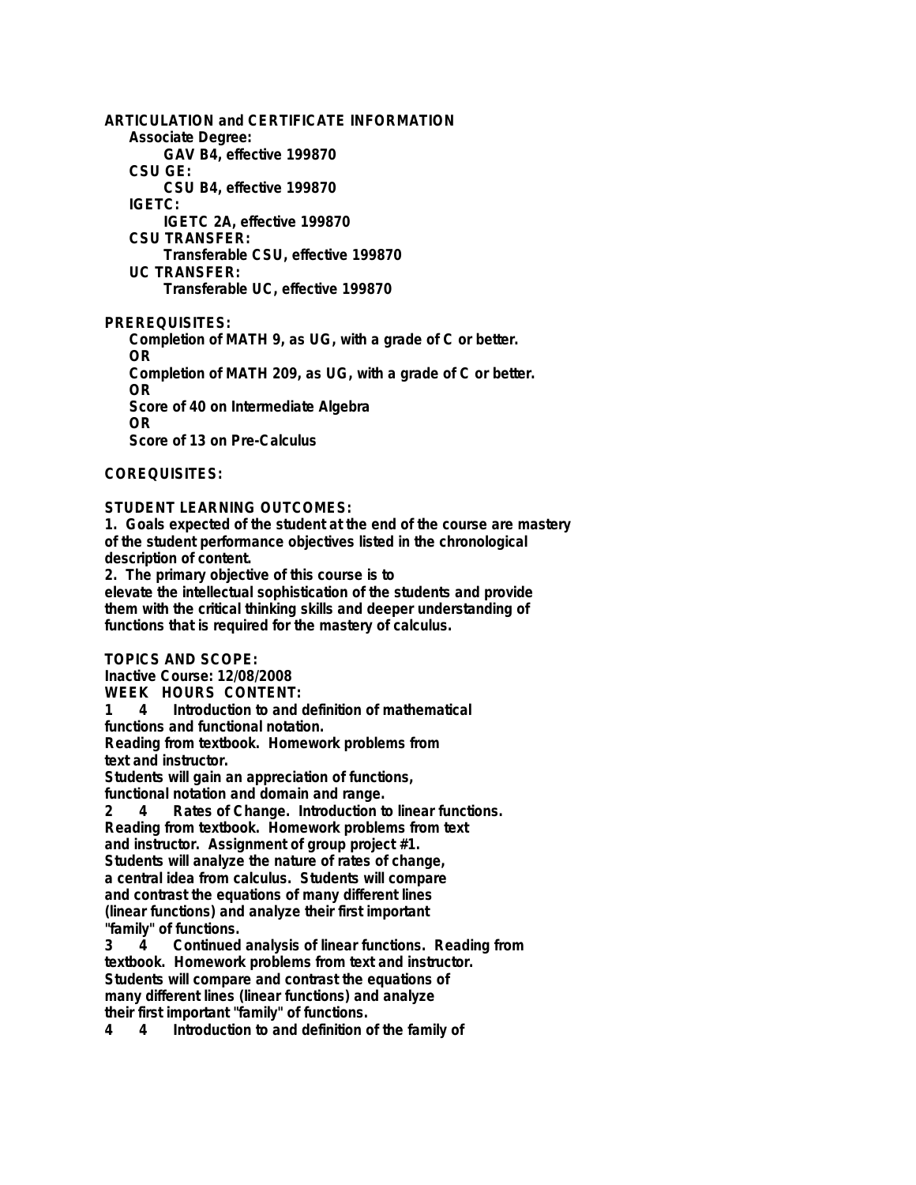**ARTICULATION and CERTIFICATE INFORMATION**

**Associate Degree:**

**GAV B4, effective 199870**

**CSU GE:**

**CSU B4, effective 199870**

**IGETC:**

**IGETC 2A, effective 199870**

**CSU TRANSFER:**

**Transferable CSU, effective 199870**

**UC TRANSFER:**

**Transferable UC, effective 199870**

**PREREQUISITES:**

**Completion of MATH 9, as UG, with a grade of C or better.**
**OR**
**Completion of MATH 209, as UG, with a grade of C or better.**
**OR**
**Score of 40 on Intermediate Algebra**
**OR**
**Score of 13 on Pre-Calculus**

**COREQUISITES:**

**STUDENT LEARNING OUTCOMES:**

**1. Goals expected of the student at the end of the course are mastery of the student performance objectives listed in the chronological description of content.**
**2. The primary objective of this course is to elevate the intellectual sophistication of the students and provide them with the critical thinking skills and deeper understanding of functions that is required for the mastery of calculus.**

**TOPICS AND SCOPE:**

**Inactive Course: 12/08/2008**

**WEEK HOURS CONTENT:**

**1 4 Introduction to and definition of mathematical functions and functional notation.**
**Reading from textbook. Homework problems from text and instructor.**
**Students will gain an appreciation of functions, functional notation and domain and range.**

**2 4 Rates of Change. Introduction to linear functions.**
**Reading from textbook. Homework problems from text and instructor. Assignment of group project #1.**
**Students will analyze the nature of rates of change, a central idea from calculus. Students will compare and contrast the equations of many different lines (linear functions) and analyze their first important "family" of functions.**

**3 4 Continued analysis of linear functions. Reading from textbook. Homework problems from text and instructor.**
**Students will compare and contrast the equations of many different lines (linear functions) and analyze their first important "family" of functions.**

**4 4 Introduction to and definition of the family of**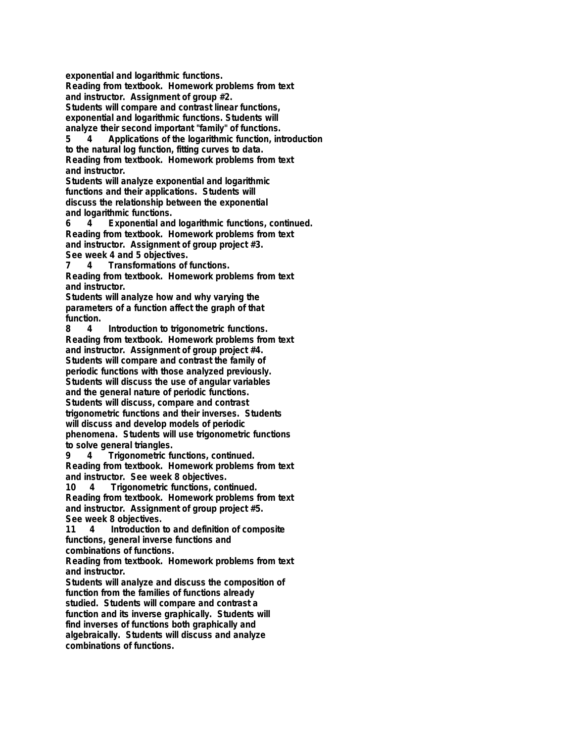exponential and logarithmic functions.
Reading from textbook. Homework problems from text and instructor. Assignment of group #2.
Students will compare and contrast linear functions, exponential and logarithmic functions. Students will analyze their second important "family" of functions.

5 4 Applications of the logarithmic function, introduction to the natural log function, fitting curves to data.
Reading from textbook. Homework problems from text and instructor.
Students will analyze exponential and logarithmic functions and their applications. Students will discuss the relationship between the exponential and logarithmic functions.

6 4 Exponential and logarithmic functions, continued.
Reading from textbook. Homework problems from text and instructor. Assignment of group project #3.
See week 4 and 5 objectives.

7 4 Transformations of functions.
Reading from textbook. Homework problems from text and instructor.
Students will analyze how and why varying the parameters of a function affect the graph of that function.

8 4 Introduction to trigonometric functions.
Reading from textbook. Homework problems from text and instructor. Assignment of group project #4.
Students will compare and contrast the family of periodic functions with those analyzed previously. Students will discuss the use of angular variables and the general nature of periodic functions. Students will discuss, compare and contrast trigonometric functions and their inverses. Students will discuss and develop models of periodic phenomena. Students will use trigonometric functions to solve general triangles.

9 4 Trigonometric functions, continued.
Reading from textbook. Homework problems from text and instructor. See week 8 objectives.

10 4 Trigonometric functions, continued.
Reading from textbook. Homework problems from text and instructor. Assignment of group project #5.
See week 8 objectives.

11 4 Introduction to and definition of composite functions, general inverse functions and combinations of functions.
Reading from textbook. Homework problems from text and instructor.
Students will analyze and discuss the composition of function from the families of functions already studied. Students will compare and contrast a function and its inverse graphically. Students will find inverses of functions both graphically and algebraically. Students will discuss and analyze combinations of functions.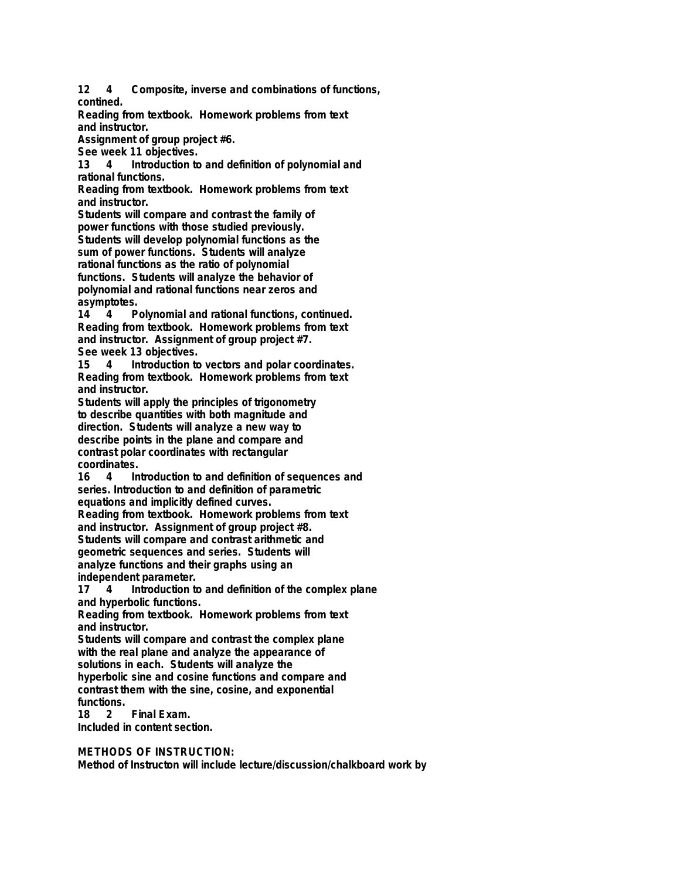**12 4 Composite, inverse and combinations of functions, contined.**
**Reading from textbook. Homework problems from text and instructor.**
**Assignment of group project #6.**
**See week 11 objectives.**

**13 4 Introduction to and definition of polynomial and rational functions.**
**Reading from textbook. Homework problems from text and instructor.**
**Students will compare and contrast the family of power functions with those studied previously. Students will develop polynomial functions as the sum of power functions. Students will analyze rational functions as the ratio of polynomial functions. Students will analyze the behavior of polynomial and rational functions near zeros and asymptotes.**

**14 4 Polynomial and rational functions, continued.**
**Reading from textbook. Homework problems from text and instructor. Assignment of group project #7.**
**See week 13 objectives.**

**15 4 Introduction to vectors and polar coordinates.**
**Reading from textbook. Homework problems from text and instructor.**
**Students will apply the principles of trigonometry to describe quantities with both magnitude and direction. Students will analyze a new way to describe points in the plane and compare and contrast polar coordinates with rectangular coordinates.**

**16 4 Introduction to and definition of sequences and series. Introduction to and definition of parametric equations and implicitly defined curves.**
**Reading from textbook. Homework problems from text and instructor. Assignment of group project #8.**
**Students will compare and contrast arithmetic and geometric sequences and series. Students will analyze functions and their graphs using an independent parameter.**

**17 4 Introduction to and definition of the complex plane and hyperbolic functions.**
**Reading from textbook. Homework problems from text and instructor.**
**Students will compare and contrast the complex plane with the real plane and analyze the appearance of solutions in each. Students will analyze the hyperbolic sine and cosine functions and compare and contrast them with the sine, cosine, and exponential functions.**

**18 2 Final Exam.**
**Included in content section.**

## METHODS OF INSTRUCTION:

**Method of Instructon will include lecture/discussion/chalkboard work by**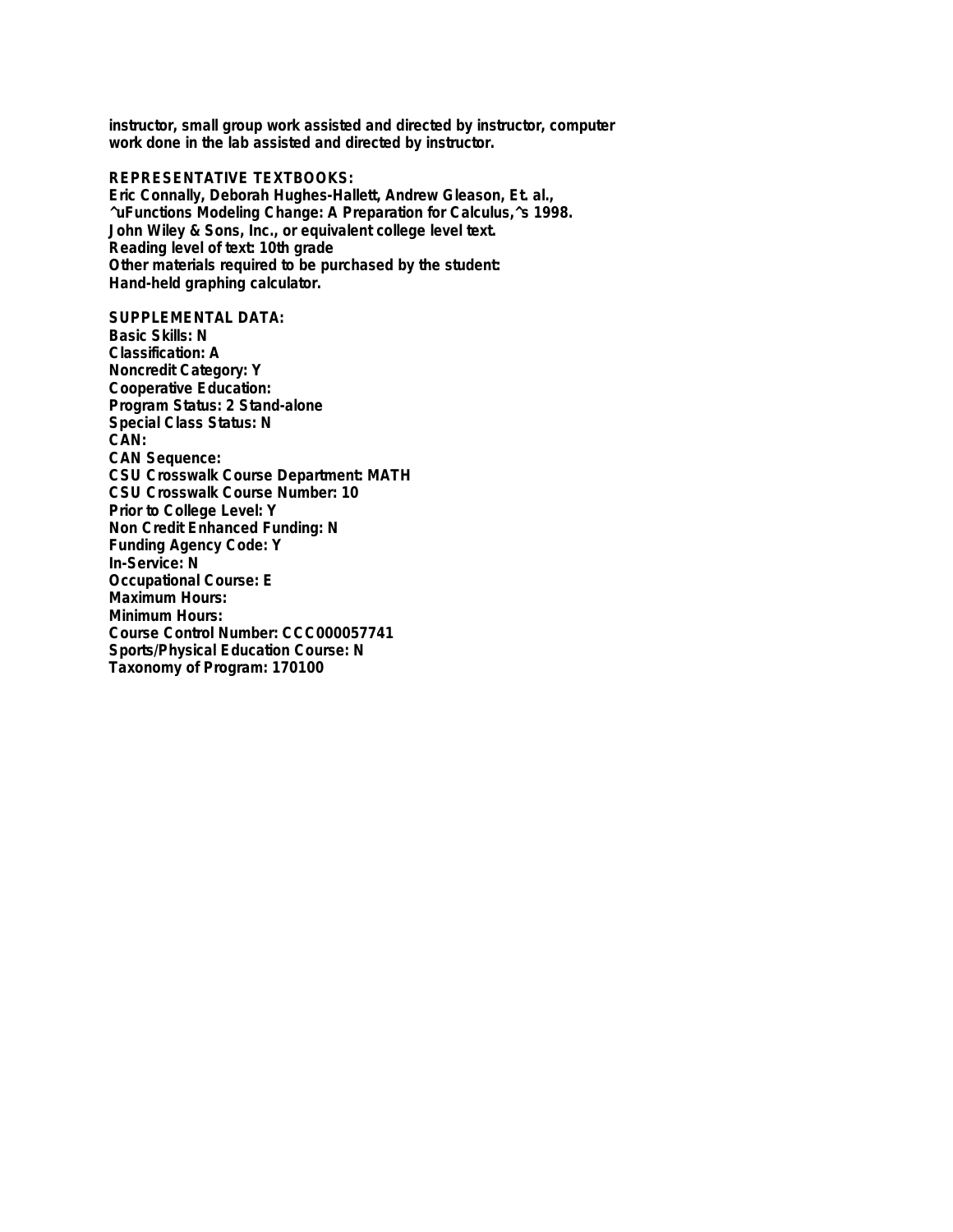instructor, small group work assisted and directed by instructor, computer work done in the lab assisted and directed by instructor.

**REPRESENTATIVE TEXTBOOKS:**

Eric Connally, Deborah Hughes-Hallett, Andrew Gleason, Et. al., ^uFunctions Modeling Change: A Preparation for Calculus,^s 1998. John Wiley & Sons, Inc., or equivalent college level text.
Reading level of text: 10th grade
Other materials required to be purchased by the student:
Hand-held graphing calculator.

**SUPPLEMENTAL DATA:**

Basic Skills: N
Classification: A
Noncredit Category: Y
Cooperative Education:
Program Status: 2 Stand-alone
Special Class Status: N
CAN:
CAN Sequence:
CSU Crosswalk Course Department: MATH
CSU Crosswalk Course Number: 10
Prior to College Level: Y
Non Credit Enhanced Funding: N
Funding Agency Code: Y
In-Service: N
Occupational Course: E
Maximum Hours:
Minimum Hours:
Course Control Number: CCC000057741
Sports/Physical Education Course: N
Taxonomy of Program: 170100